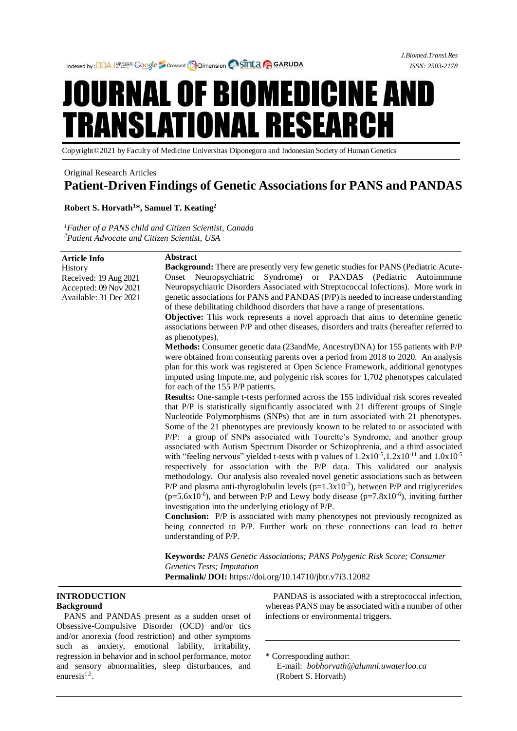# JOURNAL OF BIOMEDICINE AND TRANSLATIONAL RESEARCH

Copyright©2021 by Faculty of Medicine Universitas Diponegoro and Indonesian Society of Human Genetics

Original Research Articles

## Patient-Driven Findings of Genetic Associations for PANS and PANDAS

**Robert S. Horvath[1]*, Samuel T. Keating[2]**

*[1]Father of a PANS child and Citizen Scientist, Canada*
*[2]Patient Advocate and Citizen Scientist, USA*

**Article Info**
History
Received: 19 Aug 2021
Accepted: 09 Nov 2021
Available: 31 Dec 2021

**Abstract**

**Background:** There are presently very few genetic studies for PANS (Pediatric Acute-Onset Neuropsychiatric Syndrome) or PANDAS (Pediatric Autoimmune Neuropsychiatric Disorders Associated with Streptococcal Infections). More work in genetic associations for PANS and PANDAS (P/P) is needed to increase understanding of these debilitating childhood disorders that have a range of presentations.

**Objective:** This work represents a novel approach that aims to determine genetic associations between P/P and other diseases, disorders and traits (hereafter referred to as phenotypes).

**Methods:** Consumer genetic data (23andMe, AncestryDNA) for 155 patients with P/P were obtained from consenting parents over a period from 2018 to 2020. An analysis plan for this work was registered at Open Science Framework, additional genotypes imputed using Impute.me, and polygenic risk scores for 1,702 phenotypes calculated for each of the 155 P/P patients.

**Results:** One-sample t-tests performed across the 155 individual risk scores revealed that P/P is statistically significantly associated with 21 different groups of Single Nucleotide Polymorphisms (SNPs) that are in turn associated with 21 phenotypes. Some of the 21 phenotypes are previously known to be related to or associated with P/P: a group of SNPs associated with Tourette's Syndrome, and another group associated with Autism Spectrum Disorder or Schizophrenia, and a third associated with "feeling nervous" yielded t-tests with p values of $1.2x10^{-5}$, $1.2x10^{-11}$ and $1.0x10^{-5}$ respectively for association with the P/P data. This validated our analysis methodology. Our analysis also revealed novel genetic associations such as between P/P and plasma anti-thyroglobulin levels ($p=1.3x10^{-7}$), between P/P and triglycerides ($p=5.6x10^{-6}$), and between P/P and Lewy body disease ($p=7.8x10^{-6}$), inviting further investigation into the underlying etiology of P/P.

**Conclusion:** P/P is associated with many phenotypes not previously recognized as being connected to P/P. Further work on these connections can lead to better understanding of P/P.

**Keywords:** *PANS Genetic Associations; PANS Polygenic Risk Score; Consumer Genetics Tests; Imputation*

**Permalink/ DOI:** https://doi.org/10.14710/jbtr.v7i3.12082

## INTRODUCTION

### Background

PANS and PANDAS present as a sudden onset of Obsessive-Compulsive Disorder (OCD) and/or tics and/or anorexia (food restriction) and other symptoms such as anxiety, emotional lability, irritability, regression in behavior and in school performance, motor and sensory abnormalities, sleep disturbances, and enuresis[1,2].

PANDAS is associated with a streptococcal infection, whereas PANS may be associated with a number of other infections or environmental triggers.

\* Corresponding author:
E-mail: *bobhorvath@alumni.uwaterloo.ca*
(Robert S. Horvath)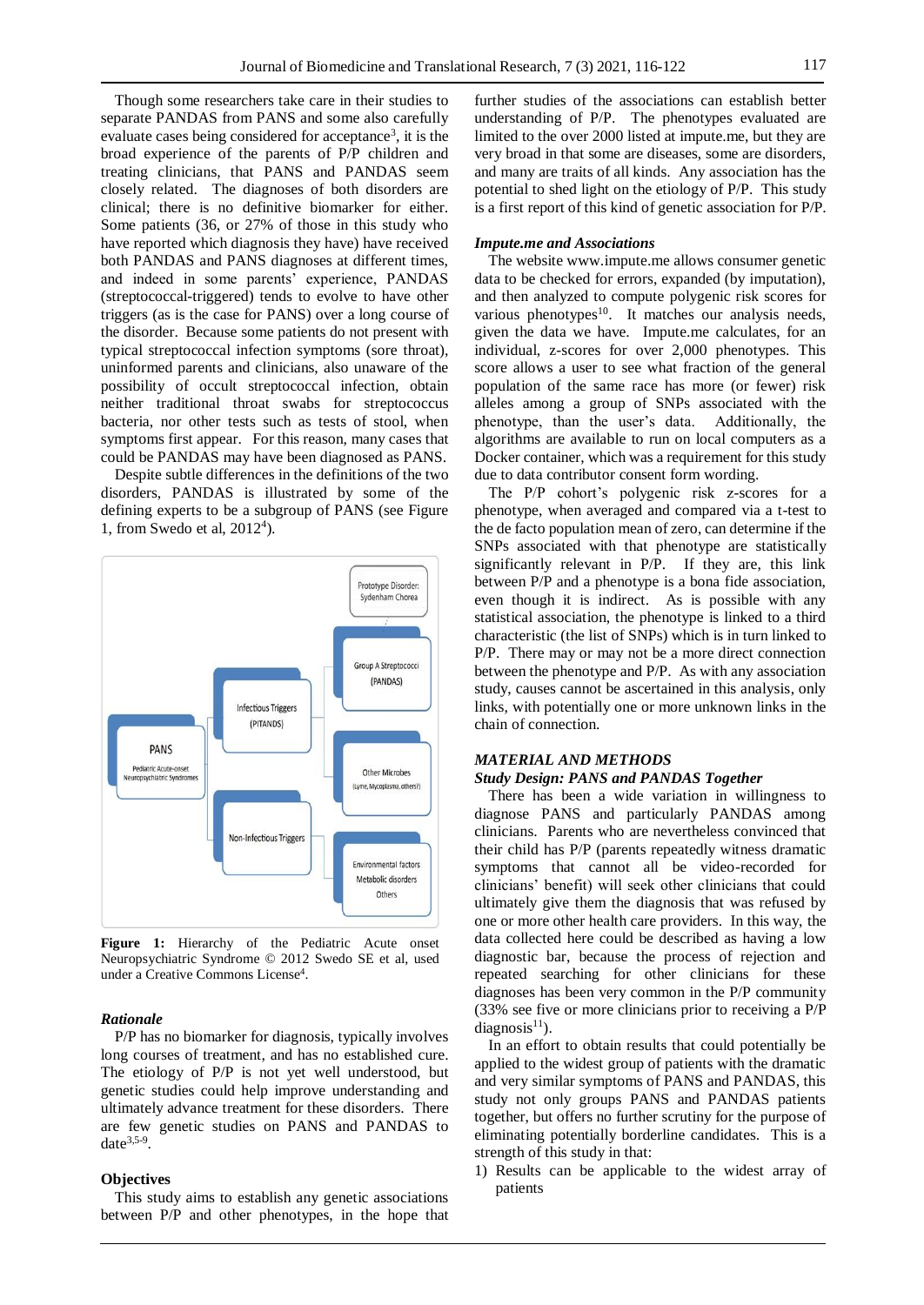Though some researchers take care in their studies to separate PANDAS from PANS and some also carefully evaluate cases being considered for acceptance[3], it is the broad experience of the parents of P/P children and treating clinicians, that PANS and PANDAS seem closely related. The diagnoses of both disorders are clinical; there is no definitive biomarker for either. Some patients (36, or 27% of those in this study who have reported which diagnosis they have) have received both PANDAS and PANS diagnoses at different times, and indeed in some parents' experience, PANDAS (streptococcal-triggered) tends to evolve to have other triggers (as is the case for PANS) over a long course of the disorder. Because some patients do not present with typical streptococcal infection symptoms (sore throat), uninformed parents and clinicians, also unaware of the possibility of occult streptococcal infection, obtain neither traditional throat swabs for streptococcus bacteria, nor other tests such as tests of stool, when symptoms first appear. For this reason, many cases that could be PANDAS may have been diagnosed as PANS.

Despite subtle differences in the definitions of the two disorders, PANDAS is illustrated by some of the defining experts to be a subgroup of PANS (see Figure 1, from Swedo et al, 2012[4]).

Prototype Disorder: Sydenham Chorea

Group A Streptococci (PANDAS)

Infectious Triggers (PITANDS)

PANS
Pediatric Acute-onset Neuropsychiatric Syndromes

Other Microbes (Lyme, Mycoplasma, others?)

Non-Infectious Triggers

Environmental factors
Metabolic disorders
Others

**Figure 1:** Hierarchy of the Pediatric Acute onset Neuropsychiatric Syndrome © 2012 Swedo SE et al, used under a Creative Commons License[4].

### *Rationale*

P/P has no biomarker for diagnosis, typically involves long courses of treatment, and has no established cure. The etiology of P/P is not yet well understood, but genetic studies could help improve understanding and ultimately advance treatment for these disorders. There are few genetic studies on PANS and PANDAS to date[3,5-9].

### Objectives

This study aims to establish any genetic associations between P/P and other phenotypes, in the hope that further studies of the associations can establish better understanding of P/P. The phenotypes evaluated are limited to the over 2000 listed at impute.me, but they are very broad in that some are diseases, some are disorders, and many are traits of all kinds. Any association has the potential to shed light on the etiology of P/P. This study is a first report of this kind of genetic association for P/P.

### *Impute.me and Associations*

The website www.impute.me allows consumer genetic data to be checked for errors, expanded (by imputation), and then analyzed to compute polygenic risk scores for various phenotypes[10]. It matches our analysis needs, given the data we have. Impute.me calculates, for an individual, z-scores for over 2,000 phenotypes. This score allows a user to see what fraction of the general population of the same race has more (or fewer) risk alleles among a group of SNPs associated with the phenotype, than the user's data. Additionally, the algorithms are available to run on local computers as a Docker container, which was a requirement for this study due to data contributor consent form wording.

The P/P cohort's polygenic risk z-scores for a phenotype, when averaged and compared via a t-test to the de facto population mean of zero, can determine if the SNPs associated with that phenotype are statistically significantly relevant in P/P. If they are, this link between P/P and a phenotype is a bona fide association, even though it is indirect. As is possible with any statistical association, the phenotype is linked to a third characteristic (the list of SNPs) which is in turn linked to P/P. There may or may not be a more direct connection between the phenotype and P/P. As with any association study, causes cannot be ascertained in this analysis, only links, with potentially one or more unknown links in the chain of connection.

## *MATERIAL AND METHODS*

### *Study Design: PANS and PANDAS Together*

There has been a wide variation in willingness to diagnose PANS and particularly PANDAS among clinicians. Parents who are nevertheless convinced that their child has P/P (parents repeatedly witness dramatic symptoms that cannot all be video-recorded for clinicians' benefit) will seek other clinicians that could ultimately give them the diagnosis that was refused by one or more other health care providers. In this way, the data collected here could be described as having a low diagnostic bar, because the process of rejection and repeated searching for other clinicians for these diagnoses has been very common in the P/P community (33% see five or more clinicians prior to receiving a P/P diagnosis[11]).

In an effort to obtain results that could potentially be applied to the widest group of patients with the dramatic and very similar symptoms of PANS and PANDAS, this study not only groups PANS and PANDAS patients together, but offers no further scrutiny for the purpose of eliminating potentially borderline candidates. This is a strength of this study in that:

1) Results can be applicable to the widest array of patients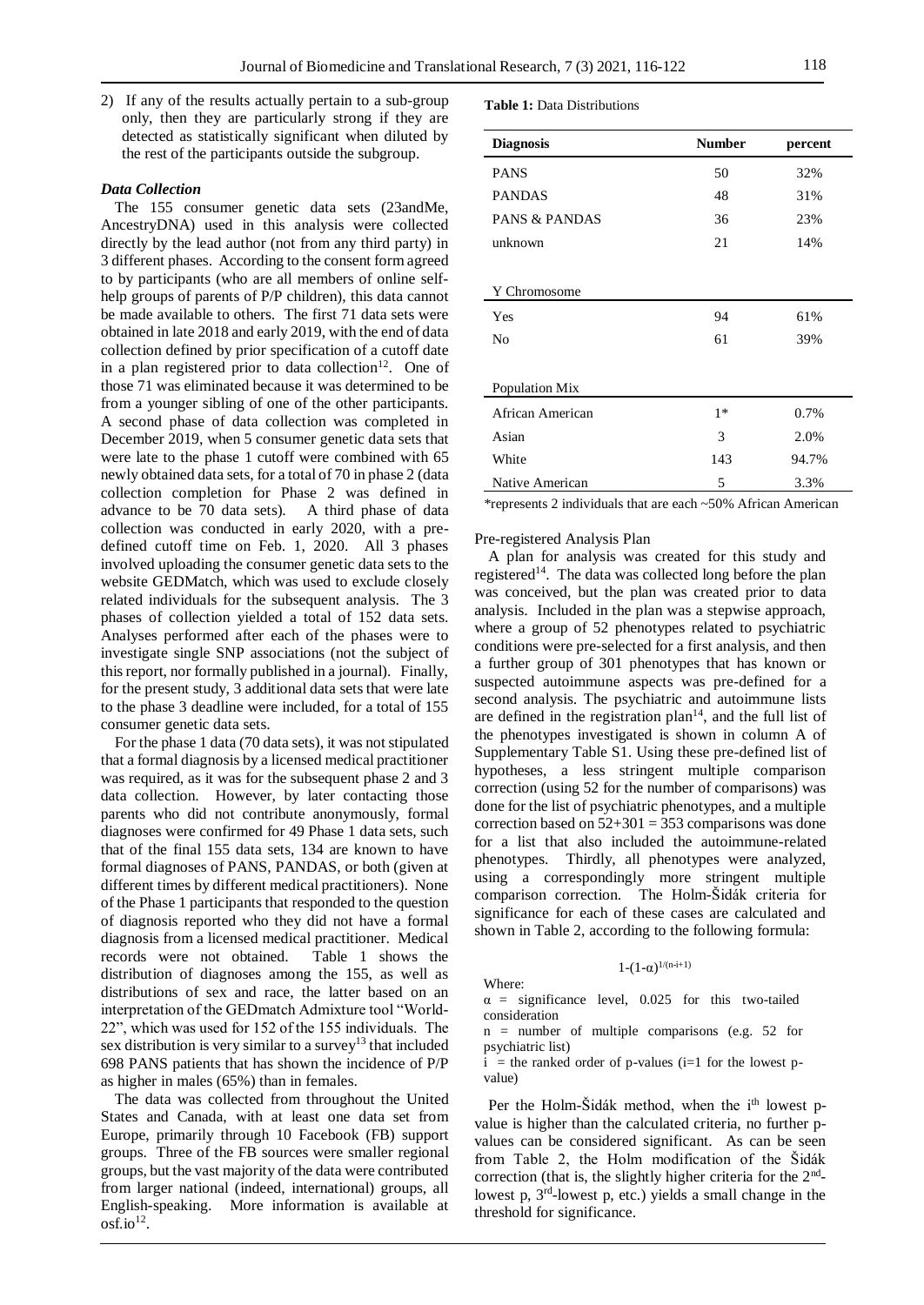2) If any of the results actually pertain to a sub-group only, then they are particularly strong if they are detected as statistically significant when diluted by the rest of the participants outside the subgroup.

### *Data Collection*

The 155 consumer genetic data sets (23andMe, AncestryDNA) used in this analysis were collected directly by the lead author (not from any third party) in 3 different phases. According to the consent form agreed to by participants (who are all members of online self-help groups of parents of P/P children), this data cannot be made available to others. The first 71 data sets were obtained in late 2018 and early 2019, with the end of data collection defined by prior specification of a cutoff date in a plan registered prior to data collection[12]. One of those 71 was eliminated because it was determined to be from a younger sibling of one of the other participants. A second phase of data collection was completed in December 2019, when 5 consumer genetic data sets that were late to the phase 1 cutoff were combined with 65 newly obtained data sets, for a total of 70 in phase 2 (data collection completion for Phase 2 was defined in advance to be 70 data sets). A third phase of data collection was conducted in early 2020, with a pre-defined cutoff time on Feb. 1, 2020. All 3 phases involved uploading the consumer genetic data sets to the website GEDMatch, which was used to exclude closely related individuals for the subsequent analysis. The 3 phases of collection yielded a total of 152 data sets. Analyses performed after each of the phases were to investigate single SNP associations (not the subject of this report, nor formally published in a journal). Finally, for the present study, 3 additional data sets that were late to the phase 3 deadline were included, for a total of 155 consumer genetic data sets.

For the phase 1 data (70 data sets), it was not stipulated that a formal diagnosis by a licensed medical practitioner was required, as it was for the subsequent phase 2 and 3 data collection. However, by later contacting those parents who did not contribute anonymously, formal diagnoses were confirmed for 49 Phase 1 data sets, such that of the final 155 data sets, 134 are known to have formal diagnoses of PANS, PANDAS, or both (given at different times by different medical practitioners). None of the Phase 1 participants that responded to the question of diagnosis reported who they did not have a formal diagnosis from a licensed medical practitioner. Medical records were not obtained. Table 1 shows the distribution of diagnoses among the 155, as well as distributions of sex and race, the latter based on an interpretation of the GEDmatch Admixture tool "World-22", which was used for 152 of the 155 individuals. The sex distribution is very similar to a survey[13] that included 698 PANS patients that has shown the incidence of P/P as higher in males (65%) than in females.

The data was collected from throughout the United States and Canada, with at least one data set from Europe, primarily through 10 Facebook (FB) support groups. Three of the FB sources were smaller regional groups, but the vast majority of the data were contributed from larger national (indeed, international) groups, all English-speaking. More information is available at osf.io[12].

**Table 1:** Data Distributions

| **Diagnosis** | **Number** | **percent** |
|---|---|---|
| PANS | 50 | 32% |
| PANDAS | 48 | 31% |
| PANS & PANDAS | 36 | 23% |
| unknown | 21 | 14% |
| | | |
| Y Chromosome | | |
| Yes | 94 | 61% |
| No | 61 | 39% |
| | | |
| Population Mix | | |
| African American | 1* | 0.7% |
| Asian | 3 | 2.0% |
| White | 143 | 94.7% |
| Native American | 5 | 3.3% |

*represents 2 individuals that are each ~50% African American

Pre-registered Analysis Plan

A plan for analysis was created for this study and registered[14]. The data was collected long before the plan was conceived, but the plan was created prior to data analysis. Included in the plan was a stepwise approach, where a group of 52 phenotypes related to psychiatric conditions were pre-selected for a first analysis, and then a further group of 301 phenotypes that has known or suspected autoimmune aspects was pre-defined for a second analysis. The psychiatric and autoimmune lists are defined in the registration plan[14], and the full list of the phenotypes investigated is shown in column A of Supplementary Table S1. Using these pre-defined list of hypotheses, a less stringent multiple comparison correction (using 52 for the number of comparisons) was done for the list of psychiatric phenotypes, and a multiple correction based on 52+301 = 353 comparisons was done for a list that also included the autoimmune-related phenotypes. Thirdly, all phenotypes were analyzed, using a correspondingly more stringent multiple comparison correction. The Holm-Šidák criteria for significance for each of these cases are calculated and shown in Table 2, according to the following formula:

$$1-(1-\alpha)^{1/(n-i+1)}$$

Where:

$\alpha$ = significance level, 0.025 for this two-tailed consideration

n = number of multiple comparisons (e.g. 52 for psychiatric list)

i = the ranked order of p-values (i=1 for the lowest p-value)

Per the Holm-Šidák method, when the $i^{th}$ lowest p-value is higher than the calculated criteria, no further p-values can be considered significant. As can be seen from Table 2, the Holm modification of the Šidák correction (that is, the slightly higher criteria for the $2^{nd}$-lowest p, $3^{rd}$-lowest p, etc.) yields a small change in the threshold for significance.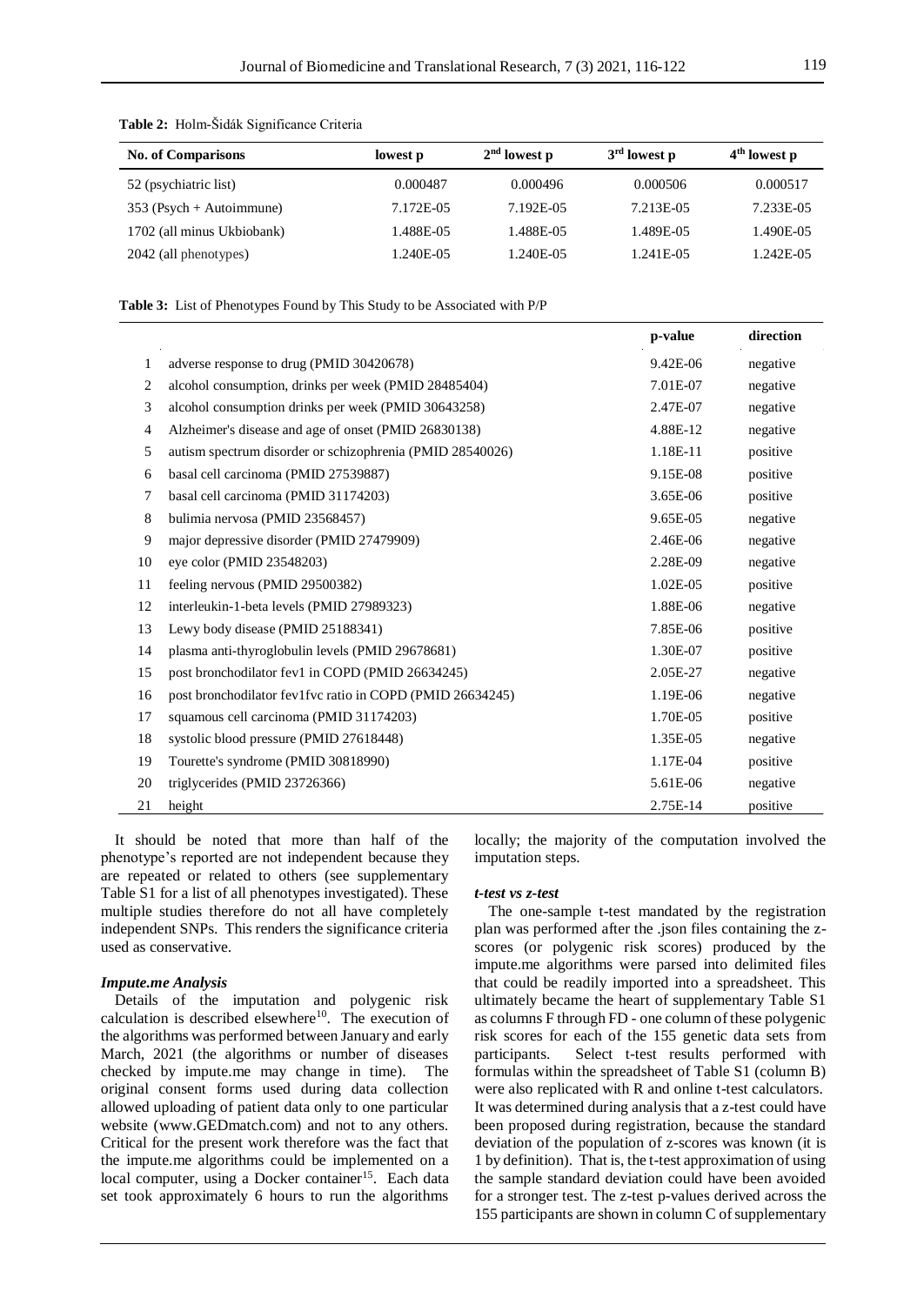**Table 2:** Holm-Šidák Significance Criteria

| No. of Comparisons | lowest p | 2nd lowest p | 3rd lowest p | 4th lowest p |
|---|---|---|---|---|
| 52 (psychiatric list) | 0.000487 | 0.000496 | 0.000506 | 0.000517 |
| 353 (Psych + Autoimmune) | 7.172E-05 | 7.192E-05 | 7.213E-05 | 7.233E-05 |
| 1702 (all minus Ukbiobank) | 1.488E-05 | 1.488E-05 | 1.489E-05 | 1.490E-05 |
| 2042 (all phenotypes) | 1.240E-05 | 1.240E-05 | 1.241E-05 | 1.242E-05 |

**Table 3:** List of Phenotypes Found by This Study to be Associated with P/P

| | | p-value | direction |
|---|---|---|---|
| 1 | adverse response to drug (PMID 30420678) | 9.42E-06 | negative |
| 2 | alcohol consumption, drinks per week (PMID 28485404) | 7.01E-07 | negative |
| 3 | alcohol consumption drinks per week (PMID 30643258) | 2.47E-07 | negative |
| 4 | Alzheimer's disease and age of onset (PMID 26830138) | 4.88E-12 | negative |
| 5 | autism spectrum disorder or schizophrenia (PMID 28540026) | 1.18E-11 | positive |
| 6 | basal cell carcinoma (PMID 27539887) | 9.15E-08 | positive |
| 7 | basal cell carcinoma (PMID 31174203) | 3.65E-06 | positive |
| 8 | bulimia nervosa (PMID 23568457) | 9.65E-05 | negative |
| 9 | major depressive disorder (PMID 27479909) | 2.46E-06 | negative |
| 10 | eye color (PMID 23548203) | 2.28E-09 | negative |
| 11 | feeling nervous (PMID 29500382) | 1.02E-05 | positive |
| 12 | interleukin-1-beta levels (PMID 27989323) | 1.88E-06 | negative |
| 13 | Lewy body disease (PMID 25188341) | 7.85E-06 | positive |
| 14 | plasma anti-thyroglobulin levels (PMID 29678681) | 1.30E-07 | positive |
| 15 | post bronchodilator fev1 in COPD (PMID 26634245) | 2.05E-27 | negative |
| 16 | post bronchodilator fev1fvc ratio in COPD (PMID 26634245) | 1.19E-06 | negative |
| 17 | squamous cell carcinoma (PMID 31174203) | 1.70E-05 | positive |
| 18 | systolic blood pressure (PMID 27618448) | 1.35E-05 | negative |
| 19 | Tourette's syndrome (PMID 30818990) | 1.17E-04 | positive |
| 20 | triglycerides (PMID 23726366) | 5.61E-06 | negative |
| 21 | height | 2.75E-14 | positive |

It should be noted that more than half of the phenotype's reported are not independent because they are repeated or related to others (see supplementary Table S1 for a list of all phenotypes investigated). These multiple studies therefore do not all have completely independent SNPs. This renders the significance criteria used as conservative.

### *Impute.me Analysis*

Details of the imputation and polygenic risk calculation is described elsewhere[10]. The execution of the algorithms was performed between January and early March, 2021 (the algorithms or number of diseases checked by impute.me may change in time). The original consent forms used during data collection allowed uploading of patient data only to one particular website (www.GEDmatch.com) and not to any others. Critical for the present work therefore was the fact that the impute.me algorithms could be implemented on a local computer, using a Docker container[15]. Each data set took approximately 6 hours to run the algorithms locally; the majority of the computation involved the imputation steps.

### *t-test vs z-test*

The one-sample t-test mandated by the registration plan was performed after the .json files containing the z-scores (or polygenic risk scores) produced by the impute.me algorithms were parsed into delimited files that could be readily imported into a spreadsheet. This ultimately became the heart of supplementary Table S1 as columns F through FD - one column of these polygenic risk scores for each of the 155 genetic data sets from participants. Select t-test results performed with formulas within the spreadsheet of Table S1 (column B) were also replicated with R and online t-test calculators. It was determined during analysis that a z-test could have been proposed during registration, because the standard deviation of the population of z-scores was known (it is 1 by definition). That is, the t-test approximation of using the sample standard deviation could have been avoided for a stronger test. The z-test p-values derived across the 155 participants are shown in column C of supplementary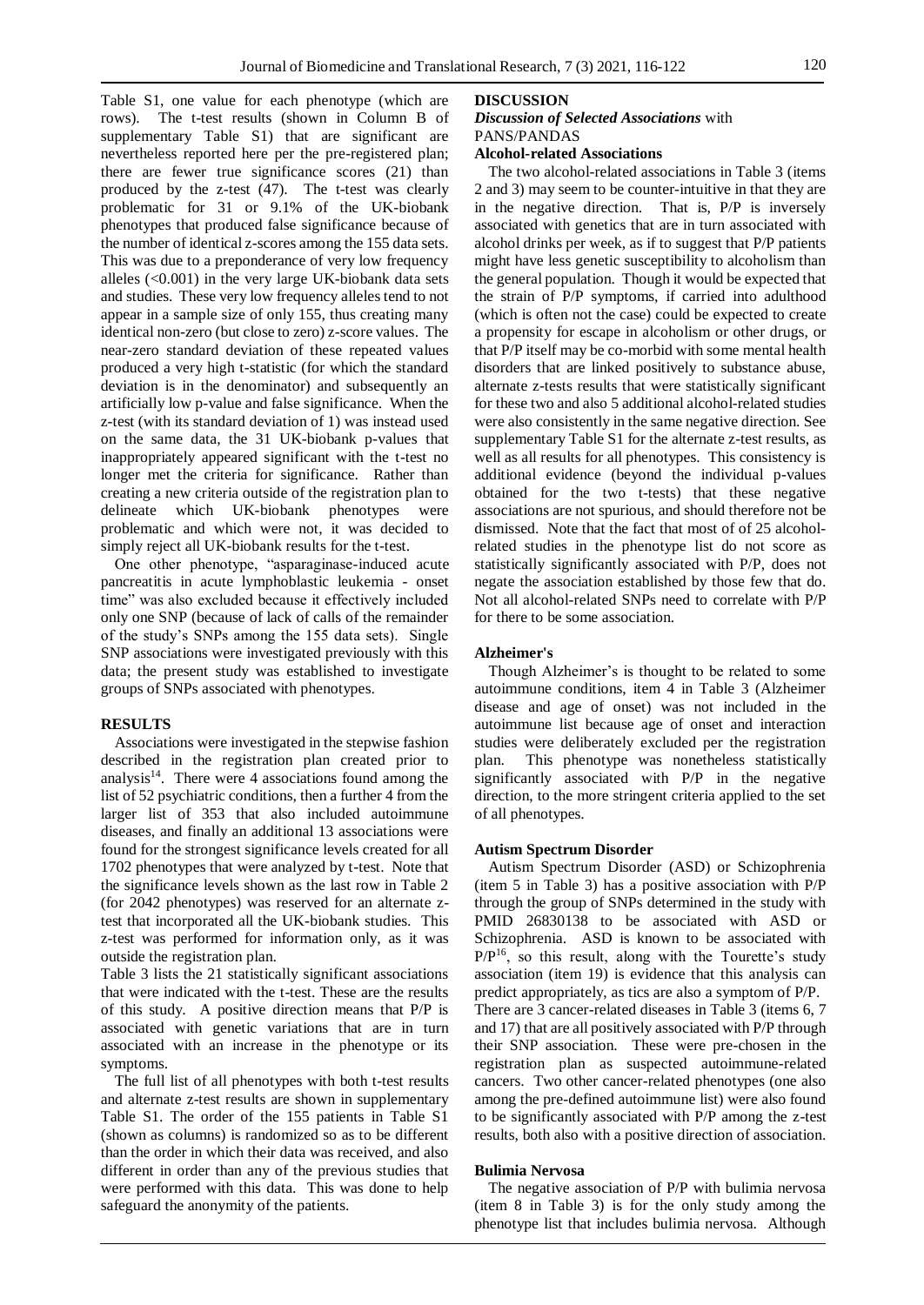Table S1, one value for each phenotype (which are rows). The t-test results (shown in Column B of supplementary Table S1) that are significant are nevertheless reported here per the pre-registered plan; there are fewer true significance scores (21) than produced by the z-test (47). The t-test was clearly problematic for 31 or 9.1% of the UK-biobank phenotypes that produced false significance because of the number of identical z-scores among the 155 data sets. This was due to a preponderance of very low frequency alleles (<0.001) in the very large UK-biobank data sets and studies. These very low frequency alleles tend to not appear in a sample size of only 155, thus creating many identical non-zero (but close to zero) z-score values. The near-zero standard deviation of these repeated values produced a very high t-statistic (for which the standard deviation is in the denominator) and subsequently an artificially low p-value and false significance. When the z-test (with its standard deviation of 1) was instead used on the same data, the 31 UK-biobank p-values that inappropriately appeared significant with the t-test no longer met the criteria for significance. Rather than creating a new criteria outside of the registration plan to delineate which UK-biobank phenotypes were problematic and which were not, it was decided to simply reject all UK-biobank results for the t-test.

One other phenotype, "asparaginase-induced acute pancreatitis in acute lymphoblastic leukemia - onset time" was also excluded because it effectively included only one SNP (because of lack of calls of the remainder of the study's SNPs among the 155 data sets). Single SNP associations were investigated previously with this data; the present study was established to investigate groups of SNPs associated with phenotypes.

## RESULTS

Associations were investigated in the stepwise fashion described in the registration plan created prior to analysis[14]. There were 4 associations found among the list of 52 psychiatric conditions, then a further 4 from the larger list of 353 that also included autoimmune diseases, and finally an additional 13 associations were found for the strongest significance levels created for all 1702 phenotypes that were analyzed by t-test. Note that the significance levels shown as the last row in Table 2 (for 2042 phenotypes) was reserved for an alternate z-test that incorporated all the UK-biobank studies. This z-test was performed for information only, as it was outside the registration plan.

Table 3 lists the 21 statistically significant associations that were indicated with the t-test. These are the results of this study. A positive direction means that P/P is associated with genetic variations that are in turn associated with an increase in the phenotype or its symptoms.

The full list of all phenotypes with both t-test results and alternate z-test results are shown in supplementary Table S1. The order of the 155 patients in Table S1 (shown as columns) is randomized so as to be different than the order in which their data was received, and also different in order than any of the previous studies that were performed with this data. This was done to help safeguard the anonymity of the patients.

## DISCUSSION

### *Discussion of Selected Associations* with PANS/PANDAS

#### Alcohol-related Associations

The two alcohol-related associations in Table 3 (items 2 and 3) may seem to be counter-intuitive in that they are in the negative direction. That is, P/P is inversely associated with genetics that are in turn associated with alcohol drinks per week, as if to suggest that P/P patients might have less genetic susceptibility to alcoholism than the general population. Though it would be expected that the strain of P/P symptoms, if carried into adulthood (which is often not the case) could be expected to create a propensity for escape in alcoholism or other drugs, or that P/P itself may be co-morbid with some mental health disorders that are linked positively to substance abuse, alternate z-tests results that were statistically significant for these two and also 5 additional alcohol-related studies were also consistently in the same negative direction. See supplementary Table S1 for the alternate z-test results, as well as all results for all phenotypes. This consistency is additional evidence (beyond the individual p-values obtained for the two t-tests) that these negative associations are not spurious, and should therefore not be dismissed. Note that the fact that most of of 25 alcohol-related studies in the phenotype list do not score as statistically significantly associated with P/P, does not negate the association established by those few that do. Not all alcohol-related SNPs need to correlate with P/P for there to be some association.

#### Alzheimer's

Though Alzheimer's is thought to be related to some autoimmune conditions, item 4 in Table 3 (Alzheimer disease and age of onset) was not included in the autoimmune list because age of onset and interaction studies were deliberately excluded per the registration plan. This phenotype was nonetheless statistically significantly associated with P/P in the negative direction, to the more stringent criteria applied to the set of all phenotypes.

#### Autism Spectrum Disorder

Autism Spectrum Disorder (ASD) or Schizophrenia (item 5 in Table 3) has a positive association with P/P through the group of SNPs determined in the study with PMID 26830138 to be associated with ASD or Schizophrenia. ASD is known to be associated with P/P[16], so this result, along with the Tourette's study association (item 19) is evidence that this analysis can predict appropriately, as tics are also a symptom of P/P.

There are 3 cancer-related diseases in Table 3 (items 6, 7 and 17) that are all positively associated with P/P through their SNP association. These were pre-chosen in the registration plan as suspected autoimmune-related cancers. Two other cancer-related phenotypes (one also among the pre-defined autoimmune list) were also found to be significantly associated with P/P among the z-test results, both also with a positive direction of association.

#### Bulimia Nervosa

The negative association of P/P with bulimia nervosa (item 8 in Table 3) is for the only study among the phenotype list that includes bulimia nervosa. Although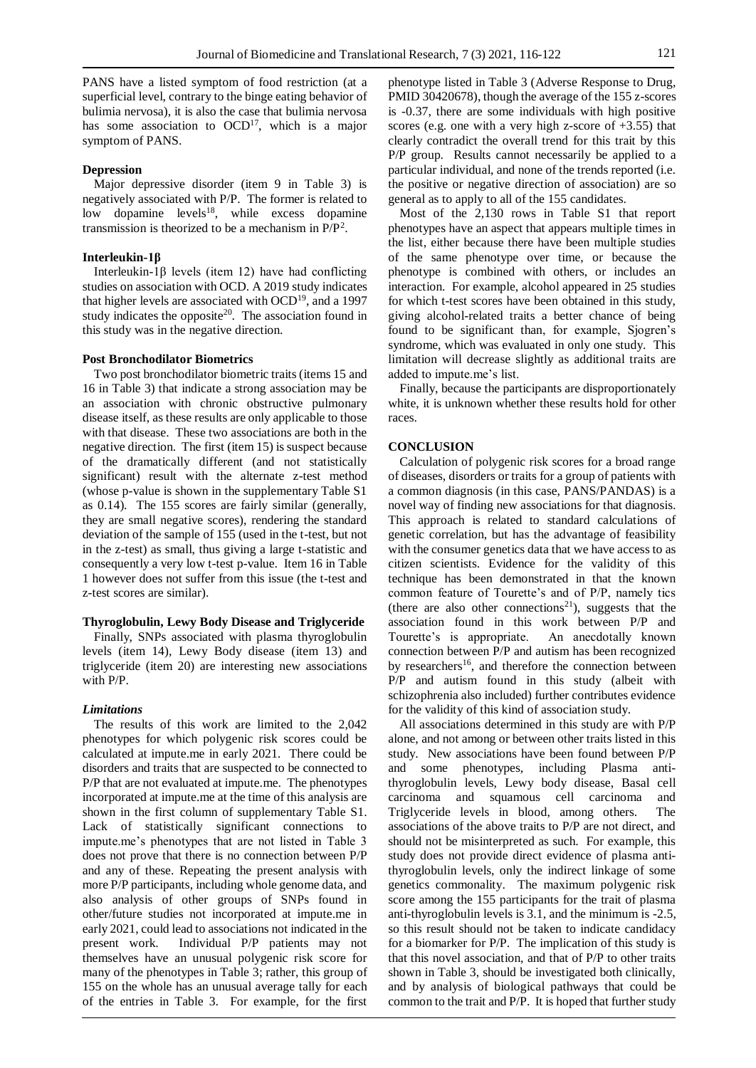PANS have a listed symptom of food restriction (at a superficial level, contrary to the binge eating behavior of bulimia nervosa), it is also the case that bulimia nervosa has some association to OCD[17], which is a major symptom of PANS.

**Depression**

Major depressive disorder (item 9 in Table 3) is negatively associated with P/P. The former is related to low dopamine levels[18], while excess dopamine transmission is theorized to be a mechanism in P/P[2].

**Interleukin-1β**

Interleukin-1β levels (item 12) have had conflicting studies on association with OCD. A 2019 study indicates that higher levels are associated with OCD[19], and a 1997 study indicates the opposite[20]. The association found in this study was in the negative direction.

**Post Bronchodilator Biometrics**

Two post bronchodilator biometric traits (items 15 and 16 in Table 3) that indicate a strong association may be an association with chronic obstructive pulmonary disease itself, as these results are only applicable to those with that disease. These two associations are both in the negative direction. The first (item 15) is suspect because of the dramatically different (and not statistically significant) result with the alternate z-test method (whose p-value is shown in the supplementary Table S1 as 0.14). The 155 scores are fairly similar (generally, they are small negative scores), rendering the standard deviation of the sample of 155 (used in the t-test, but not in the z-test) as small, thus giving a large t-statistic and consequently a very low t-test p-value. Item 16 in Table 1 however does not suffer from this issue (the t-test and z-test scores are similar).

**Thyroglobulin, Lewy Body Disease and Triglyceride**

Finally, SNPs associated with plasma thyroglobulin levels (item 14), Lewy Body disease (item 13) and triglyceride (item 20) are interesting new associations with P/P.

***Limitations***

The results of this work are limited to the 2,042 phenotypes for which polygenic risk scores could be calculated at impute.me in early 2021. There could be disorders and traits that are suspected to be connected to P/P that are not evaluated at impute.me. The phenotypes incorporated at impute.me at the time of this analysis are shown in the first column of supplementary Table S1. Lack of statistically significant connections to impute.me's phenotypes that are not listed in Table 3 does not prove that there is no connection between P/P and any of these. Repeating the present analysis with more P/P participants, including whole genome data, and also analysis of other groups of SNPs found in other/future studies not incorporated at impute.me in early 2021, could lead to associations not indicated in the present work. Individual P/P patients may not themselves have an unusual polygenic risk score for many of the phenotypes in Table 3; rather, this group of 155 on the whole has an unusual average tally for each of the entries in Table 3. For example, for the first phenotype listed in Table 3 (Adverse Response to Drug, PMID 30420678), though the average of the 155 z-scores is -0.37, there are some individuals with high positive scores (e.g. one with a very high z-score of +3.55) that clearly contradict the overall trend for this trait by this P/P group. Results cannot necessarily be applied to a particular individual, and none of the trends reported (i.e. the positive or negative direction of association) are so general as to apply to all of the 155 candidates.

Most of the 2,130 rows in Table S1 that report phenotypes have an aspect that appears multiple times in the list, either because there have been multiple studies of the same phenotype over time, or because the phenotype is combined with others, or includes an interaction. For example, alcohol appeared in 25 studies for which t-test scores have been obtained in this study, giving alcohol-related traits a better chance of being found to be significant than, for example, Sjogren's syndrome, which was evaluated in only one study. This limitation will decrease slightly as additional traits are added to impute.me's list.

Finally, because the participants are disproportionately white, it is unknown whether these results hold for other races.

## CONCLUSION

Calculation of polygenic risk scores for a broad range of diseases, disorders or traits for a group of patients with a common diagnosis (in this case, PANS/PANDAS) is a novel way of finding new associations for that diagnosis. This approach is related to standard calculations of genetic correlation, but has the advantage of feasibility with the consumer genetics data that we have access to as citizen scientists. Evidence for the validity of this technique has been demonstrated in that the known common feature of Tourette's and of P/P, namely tics (there are also other connections[21]), suggests that the association found in this work between P/P and Tourette's is appropriate. An anecdotally known connection between P/P and autism has been recognized by researchers[16], and therefore the connection between P/P and autism found in this study (albeit with schizophrenia also included) further contributes evidence for the validity of this kind of association study.

All associations determined in this study are with P/P alone, and not among or between other traits listed in this study. New associations have been found between P/P and some phenotypes, including Plasma anti-thyroglobulin levels, Lewy body disease, Basal cell carcinoma and squamous cell carcinoma and Triglyceride levels in blood, among others. The associations of the above traits to P/P are not direct, and should not be misinterpreted as such. For example, this study does not provide direct evidence of plasma anti-thyroglobulin levels, only the indirect linkage of some genetics commonality. The maximum polygenic risk score among the 155 participants for the trait of plasma anti-thyroglobulin levels is 3.1, and the minimum is -2.5, so this result should not be taken to indicate candidacy for a biomarker for P/P. The implication of this study is that this novel association, and that of P/P to other traits shown in Table 3, should be investigated both clinically, and by analysis of biological pathways that could be common to the trait and P/P. It is hoped that further study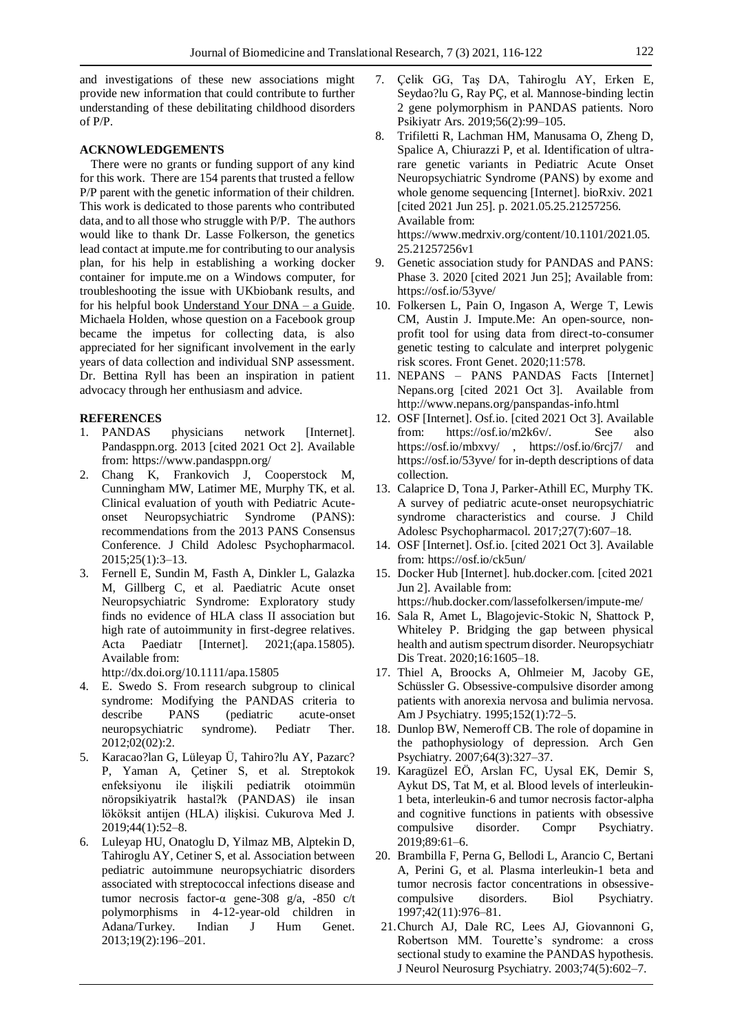and investigations of these new associations might provide new information that could contribute to further understanding of these debilitating childhood disorders of P/P.

## ACKNOWLEDGEMENTS

There were no grants or funding support of any kind for this work. There are 154 parents that trusted a fellow P/P parent with the genetic information of their children. This work is dedicated to those parents who contributed data, and to all those who struggle with P/P. The authors would like to thank Dr. Lasse Folkerson, the genetics lead contact at impute.me for contributing to our analysis plan, for his help in establishing a working docker container for impute.me on a Windows computer, for troubleshooting the issue with UKbiobank results, and for his helpful book Understand Your DNA – a Guide. Michaela Holden, whose question on a Facebook group became the impetus for collecting data, is also appreciated for her significant involvement in the early years of data collection and individual SNP assessment. Dr. Bettina Ryll has been an inspiration in patient advocacy through her enthusiasm and advice.

## REFERENCES

1. PANDAS physicians network [Internet]. Pandasppn.org. 2013 [cited 2021 Oct 2]. Available from: https://www.pandasppn.org/
2. Chang K, Frankovich J, Cooperstock M, Cunningham MW, Latimer ME, Murphy TK, et al. Clinical evaluation of youth with Pediatric Acute-onset Neuropsychiatric Syndrome (PANS): recommendations from the 2013 PANS Consensus Conference. J Child Adolesc Psychopharmacol. 2015;25(1):3–13.
3. Fernell E, Sundin M, Fasth A, Dinkler L, Galazka M, Gillberg C, et al. Paediatric Acute onset Neuropsychiatric Syndrome: Exploratory study finds no evidence of HLA class II association but high rate of autoimmunity in first-degree relatives. Acta Paediatr [Internet]. 2021;(apa.15805). Available from: http://dx.doi.org/10.1111/apa.15805
4. E. Swedo S. From research subgroup to clinical syndrome: Modifying the PANDAS criteria to describe PANS (pediatric acute-onset neuropsychiatric syndrome). Pediatr Ther. 2012;02(02):2.
5. Karacao?lan G, Lüleyap Ü, Tahiro?lu AY, Pazarc? P, Yaman A, Çetiner S, et al. Streptokok enfeksiyonu ile ilişkili pediatrik otoimmün nöropsikiyatrik hastal?k (PANDAS) ile insan lököksit antijen (HLA) ilişkisi. Cukurova Med J. 2019;44(1):52–8.
6. Luleyap HU, Onatoglu D, Yilmaz MB, Alptekin D, Tahiroglu AY, Cetiner S, et al. Association between pediatric autoimmune neuropsychiatric disorders associated with streptococcal infections disease and tumor necrosis factor-α gene-308 g/a, -850 c/t polymorphisms in 4-12-year-old children in Adana/Turkey. Indian J Hum Genet. 2013;19(2):196–201.
7. Çelik GG, Taş DA, Tahiroglu AY, Erken E, Seydao?lu G, Ray PÇ, et al. Mannose-binding lectin 2 gene polymorphism in PANDAS patients. Noro Psikiyatr Ars. 2019;56(2):99–105.
8. Trifiletti R, Lachman HM, Manusama O, Zheng D, Spalice A, Chiurazzi P, et al. Identification of ultra-rare genetic variants in Pediatric Acute Onset Neuropsychiatric Syndrome (PANS) by exome and whole genome sequencing [Internet]. bioRxiv. 2021 [cited 2021 Jun 25]. p. 2021.05.25.21257256. Available from: https://www.medrxiv.org/content/10.1101/2021.05.25.21257256v1
9. Genetic association study for PANDAS and PANS: Phase 3. 2020 [cited 2021 Jun 25]; Available from: https://osf.io/53yve/
10. Folkersen L, Pain O, Ingason A, Werge T, Lewis CM, Austin J. Impute.Me: An open-source, non-profit tool for using data from direct-to-consumer genetic testing to calculate and interpret polygenic risk scores. Front Genet. 2020;11:578.
11. NEPANS – PANS PANDAS Facts [Internet] Nepans.org [cited 2021 Oct 3]. Available from http://www.nepans.org/panspandas-info.html
12. OSF [Internet]. Osf.io. [cited 2021 Oct 3]. Available from: https://osf.io/m2k6v/. See also https://osf.io/mbxvy/ , https://osf.io/6rcj7/ and https://osf.io/53yve/ for in-depth descriptions of data collection.
13. Calaprice D, Tona J, Parker-Athill EC, Murphy TK. A survey of pediatric acute-onset neuropsychiatric syndrome characteristics and course. J Child Adolesc Psychopharmacol. 2017;27(7):607–18.
14. OSF [Internet]. Osf.io. [cited 2021 Oct 3]. Available from: https://osf.io/ck5un/
15. Docker Hub [Internet]. hub.docker.com. [cited 2021 Jun 2]. Available from: https://hub.docker.com/lassefolkersen/impute-me/
16. Sala R, Amet L, Blagojevic-Stokic N, Shattock P, Whiteley P. Bridging the gap between physical health and autism spectrum disorder. Neuropsychiatr Dis Treat. 2020;16:1605–18.
17. Thiel A, Broocks A, Ohlmeier M, Jacoby GE, Schüssler G. Obsessive-compulsive disorder among patients with anorexia nervosa and bulimia nervosa. Am J Psychiatry. 1995;152(1):72–5.
18. Dunlop BW, Nemeroff CB. The role of dopamine in the pathophysiology of depression. Arch Gen Psychiatry. 2007;64(3):327–37.
19. Karagüzel EÖ, Arslan FC, Uysal EK, Demir S, Aykut DS, Tat M, et al. Blood levels of interleukin-1 beta, interleukin-6 and tumor necrosis factor-alpha and cognitive functions in patients with obsessive compulsive disorder. Compr Psychiatry. 2019;89:61–6.
20. Brambilla F, Perna G, Bellodi L, Arancio C, Bertani A, Perini G, et al. Plasma interleukin-1 beta and tumor necrosis factor concentrations in obsessive-compulsive disorders. Biol Psychiatry. 1997;42(11):976–81.
21. Church AJ, Dale RC, Lees AJ, Giovannoni G, Robertson MM. Tourette's syndrome: a cross sectional study to examine the PANDAS hypothesis. J Neurol Neurosurg Psychiatry. 2003;74(5):602–7.